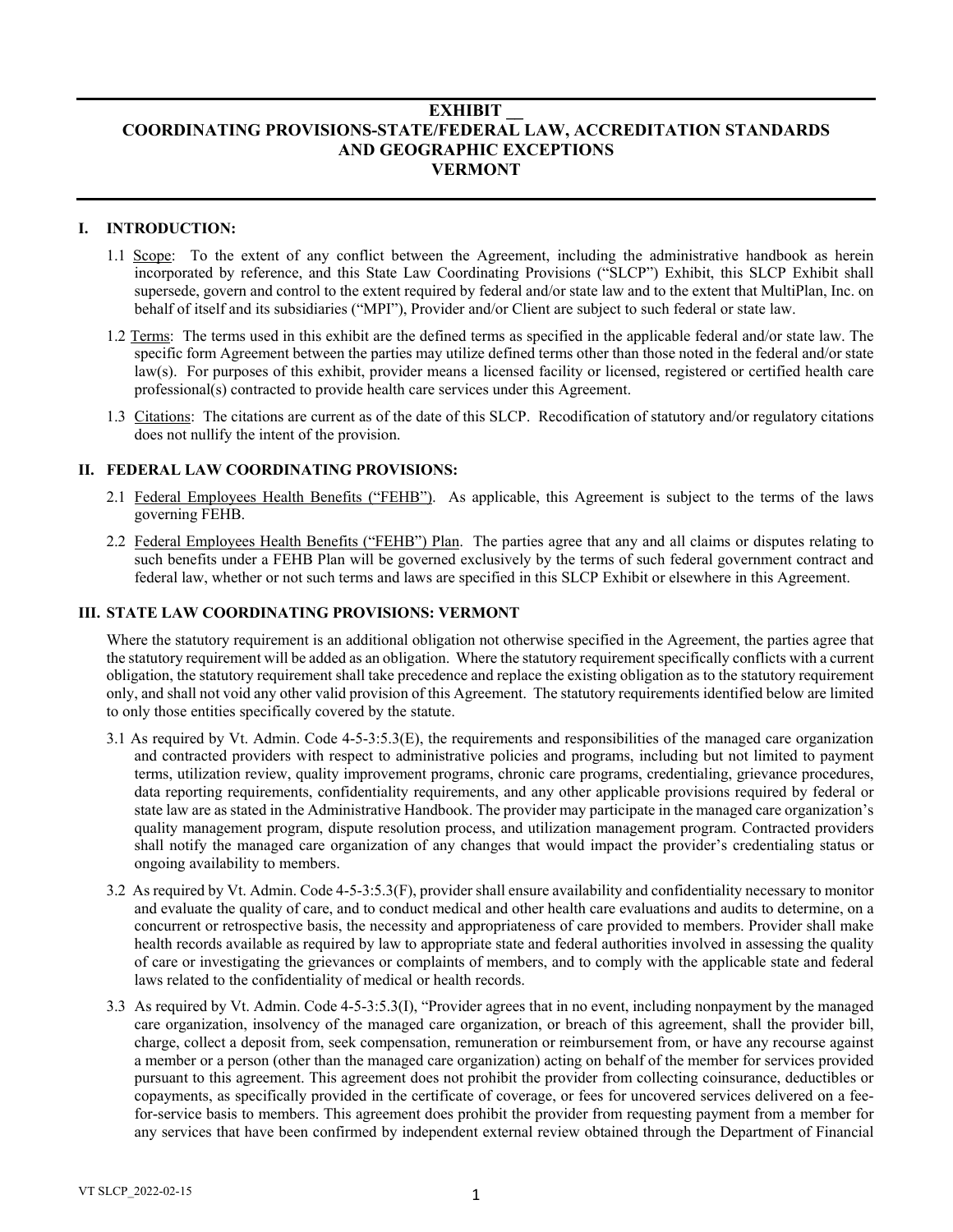# EXHIBIT __
# COORDINATING PROVISIONS-STATE/FEDERAL LAW, ACCREDITATION STANDARDS AND GEOGRAPHIC EXCEPTIONS
# VERMONT

## I. INTRODUCTION:

1.1 Scope: To the extent of any conflict between the Agreement, including the administrative handbook as herein incorporated by reference, and this State Law Coordinating Provisions ("SLCP") Exhibit, this SLCP Exhibit shall supersede, govern and control to the extent required by federal and/or state law and to the extent that MultiPlan, Inc. on behalf of itself and its subsidiaries ("MPI"), Provider and/or Client are subject to such federal or state law.

1.2 Terms: The terms used in this exhibit are the defined terms as specified in the applicable federal and/or state law. The specific form Agreement between the parties may utilize defined terms other than those noted in the federal and/or state law(s). For purposes of this exhibit, provider means a licensed facility or licensed, registered or certified health care professional(s) contracted to provide health care services under this Agreement.

1.3 Citations: The citations are current as of the date of this SLCP. Recodification of statutory and/or regulatory citations does not nullify the intent of the provision.

## II. FEDERAL LAW COORDINATING PROVISIONS:

2.1 Federal Employees Health Benefits ("FEHB"). As applicable, this Agreement is subject to the terms of the laws governing FEHB.

2.2 Federal Employees Health Benefits ("FEHB") Plan. The parties agree that any and all claims or disputes relating to such benefits under a FEHB Plan will be governed exclusively by the terms of such federal government contract and federal law, whether or not such terms and laws are specified in this SLCP Exhibit or elsewhere in this Agreement.

## III. STATE LAW COORDINATING PROVISIONS: VERMONT

Where the statutory requirement is an additional obligation not otherwise specified in the Agreement, the parties agree that the statutory requirement will be added as an obligation. Where the statutory requirement specifically conflicts with a current obligation, the statutory requirement shall take precedence and replace the existing obligation as to the statutory requirement only, and shall not void any other valid provision of this Agreement. The statutory requirements identified below are limited to only those entities specifically covered by the statute.

3.1 As required by Vt. Admin. Code 4-5-3:5.3(E), the requirements and responsibilities of the managed care organization and contracted providers with respect to administrative policies and programs, including but not limited to payment terms, utilization review, quality improvement programs, chronic care programs, credentialing, grievance procedures, data reporting requirements, confidentiality requirements, and any other applicable provisions required by federal or state law are as stated in the Administrative Handbook. The provider may participate in the managed care organization's quality management program, dispute resolution process, and utilization management program. Contracted providers shall notify the managed care organization of any changes that would impact the provider's credentialing status or ongoing availability to members.

3.2 As required by Vt. Admin. Code 4-5-3:5.3(F), provider shall ensure availability and confidentiality necessary to monitor and evaluate the quality of care, and to conduct medical and other health care evaluations and audits to determine, on a concurrent or retrospective basis, the necessity and appropriateness of care provided to members. Provider shall make health records available as required by law to appropriate state and federal authorities involved in assessing the quality of care or investigating the grievances or complaints of members, and to comply with the applicable state and federal laws related to the confidentiality of medical or health records.

3.3 As required by Vt. Admin. Code 4-5-3:5.3(I), "Provider agrees that in no event, including nonpayment by the managed care organization, insolvency of the managed care organization, or breach of this agreement, shall the provider bill, charge, collect a deposit from, seek compensation, remuneration or reimbursement from, or have any recourse against a member or a person (other than the managed care organization) acting on behalf of the member for services provided pursuant to this agreement. This agreement does not prohibit the provider from collecting coinsurance, deductibles or copayments, as specifically provided in the certificate of coverage, or fees for uncovered services delivered on a fee-for-service basis to members. This agreement does prohibit the provider from requesting payment from a member for any services that have been confirmed by independent external review obtained through the Department of Financial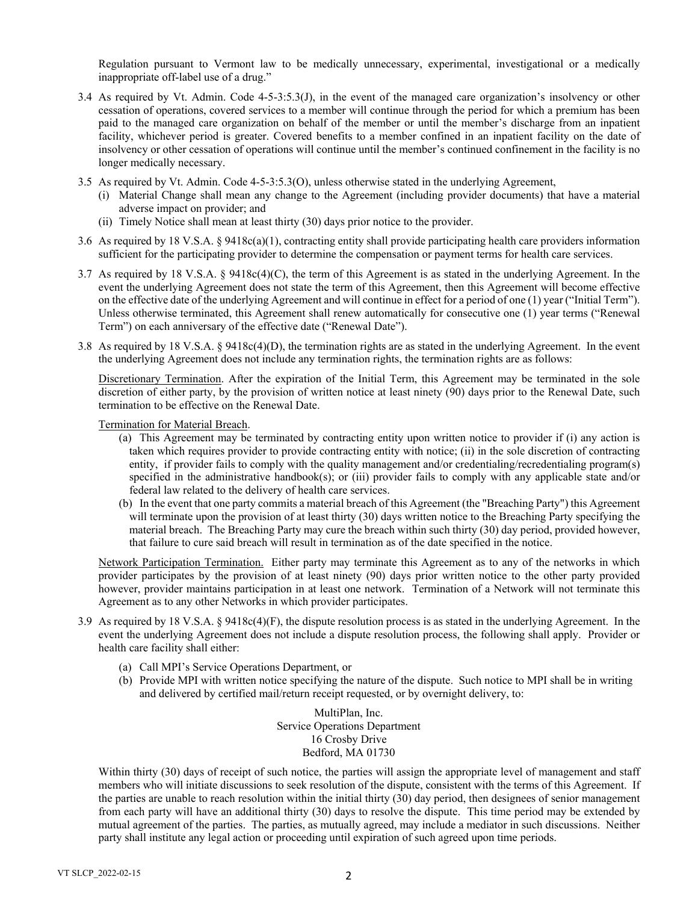Regulation pursuant to Vermont law to be medically unnecessary, experimental, investigational or a medically inappropriate off-label use of a drug."

3.4 As required by Vt. Admin. Code 4-5-3:5.3(J), in the event of the managed care organization's insolvency or other cessation of operations, covered services to a member will continue through the period for which a premium has been paid to the managed care organization on behalf of the member or until the member's discharge from an inpatient facility, whichever period is greater. Covered benefits to a member confined in an inpatient facility on the date of insolvency or other cessation of operations will continue until the member's continued confinement in the facility is no longer medically necessary.

3.5 As required by Vt. Admin. Code 4-5-3:5.3(O), unless otherwise stated in the underlying Agreement,
   (i) Material Change shall mean any change to the Agreement (including provider documents) that have a material adverse impact on provider; and
   (ii) Timely Notice shall mean at least thirty (30) days prior notice to the provider.

3.6 As required by 18 V.S.A. § 9418c(a)(1), contracting entity shall provide participating health care providers information sufficient for the participating provider to determine the compensation or payment terms for health care services.

3.7 As required by 18 V.S.A. § 9418c(4)(C), the term of this Agreement is as stated in the underlying Agreement. In the event the underlying Agreement does not state the term of this Agreement, then this Agreement will become effective on the effective date of the underlying Agreement and will continue in effect for a period of one (1) year ("Initial Term"). Unless otherwise terminated, this Agreement shall renew automatically for consecutive one (1) year terms ("Renewal Term") on each anniversary of the effective date ("Renewal Date").

3.8 As required by 18 V.S.A. § 9418c(4)(D), the termination rights are as stated in the underlying Agreement. In the event the underlying Agreement does not include any termination rights, the termination rights are as follows:

Discretionary Termination. After the expiration of the Initial Term, this Agreement may be terminated in the sole discretion of either party, by the provision of written notice at least ninety (90) days prior to the Renewal Date, such termination to be effective on the Renewal Date.

Termination for Material Breach.

   (a) This Agreement may be terminated by contracting entity upon written notice to provider if (i) any action is taken which requires provider to provide contracting entity with notice; (ii) in the sole discretion of contracting entity, if provider fails to comply with the quality management and/or credentialing/recredentialing program(s) specified in the administrative handbook(s); or (iii) provider fails to comply with any applicable state and/or federal law related to the delivery of health care services.
   (b) In the event that one party commits a material breach of this Agreement (the "Breaching Party") this Agreement will terminate upon the provision of at least thirty (30) days written notice to the Breaching Party specifying the material breach. The Breaching Party may cure the breach within such thirty (30) day period, provided however, that failure to cure said breach will result in termination as of the date specified in the notice.

Network Participation Termination. Either party may terminate this Agreement as to any of the networks in which provider participates by the provision of at least ninety (90) days prior written notice to the other party provided however, provider maintains participation in at least one network. Termination of a Network will not terminate this Agreement as to any other Networks in which provider participates.

3.9 As required by 18 V.S.A. § 9418c(4)(F), the dispute resolution process is as stated in the underlying Agreement. In the event the underlying Agreement does not include a dispute resolution process, the following shall apply. Provider or health care facility shall either:

   (a) Call MPI's Service Operations Department, or
   (b) Provide MPI with written notice specifying the nature of the dispute. Such notice to MPI shall be in writing and delivered by certified mail/return receipt requested, or by overnight delivery, to:

MultiPlan, Inc.
Service Operations Department
16 Crosby Drive
Bedford, MA 01730

Within thirty (30) days of receipt of such notice, the parties will assign the appropriate level of management and staff members who will initiate discussions to seek resolution of the dispute, consistent with the terms of this Agreement. If the parties are unable to reach resolution within the initial thirty (30) day period, then designees of senior management from each party will have an additional thirty (30) days to resolve the dispute. This time period may be extended by mutual agreement of the parties. The parties, as mutually agreed, may include a mediator in such discussions. Neither party shall institute any legal action or proceeding until expiration of such agreed upon time periods.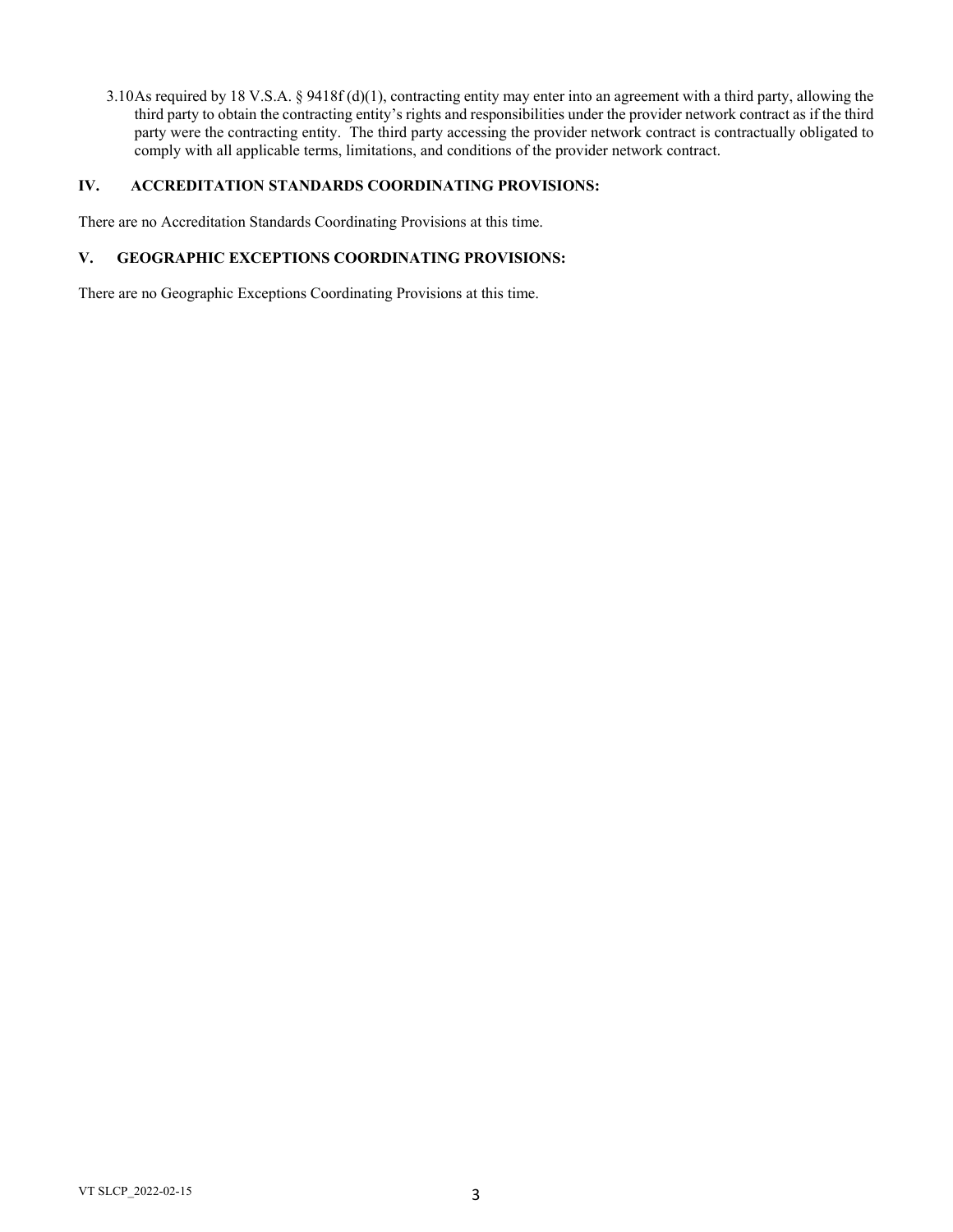3.10 As required by 18 V.S.A. § 9418f (d)(1), contracting entity may enter into an agreement with a third party, allowing the third party to obtain the contracting entity's rights and responsibilities under the provider network contract as if the third party were the contracting entity. The third party accessing the provider network contract is contractually obligated to comply with all applicable terms, limitations, and conditions of the provider network contract.

## IV. ACCREDITATION STANDARDS COORDINATING PROVISIONS:

There are no Accreditation Standards Coordinating Provisions at this time.

## V. GEOGRAPHIC EXCEPTIONS COORDINATING PROVISIONS:

There are no Geographic Exceptions Coordinating Provisions at this time.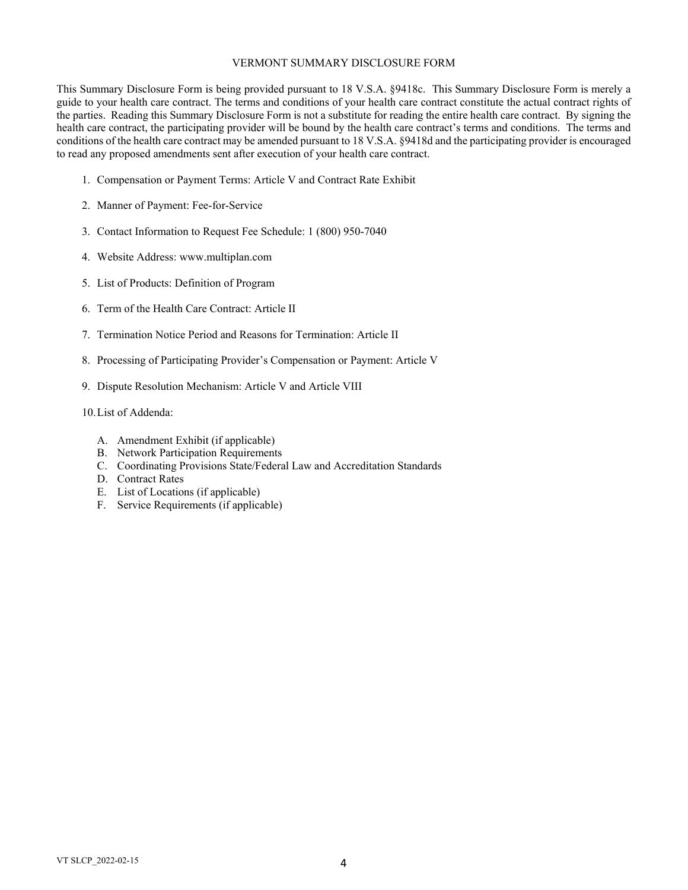# VERMONT SUMMARY DISCLOSURE FORM

This Summary Disclosure Form is being provided pursuant to 18 V.S.A. §9418c. This Summary Disclosure Form is merely a guide to your health care contract. The terms and conditions of your health care contract constitute the actual contract rights of the parties. Reading this Summary Disclosure Form is not a substitute for reading the entire health care contract. By signing the health care contract, the participating provider will be bound by the health care contract's terms and conditions. The terms and conditions of the health care contract may be amended pursuant to 18 V.S.A. §9418d and the participating provider is encouraged to read any proposed amendments sent after execution of your health care contract.

1. Compensation or Payment Terms: Article V and Contract Rate Exhibit
2. Manner of Payment: Fee-for-Service
3. Contact Information to Request Fee Schedule: 1 (800) 950-7040
4. Website Address: www.multiplan.com
5. List of Products: Definition of Program
6. Term of the Health Care Contract: Article II
7. Termination Notice Period and Reasons for Termination: Article II
8. Processing of Participating Provider's Compensation or Payment: Article V
9. Dispute Resolution Mechanism: Article V and Article VIII
10. List of Addenda:

    A. Amendment Exhibit (if applicable)
    B. Network Participation Requirements
    C. Coordinating Provisions State/Federal Law and Accreditation Standards
    D. Contract Rates
    E. List of Locations (if applicable)
    F. Service Requirements (if applicable)

VT SLCP_2022-02-15